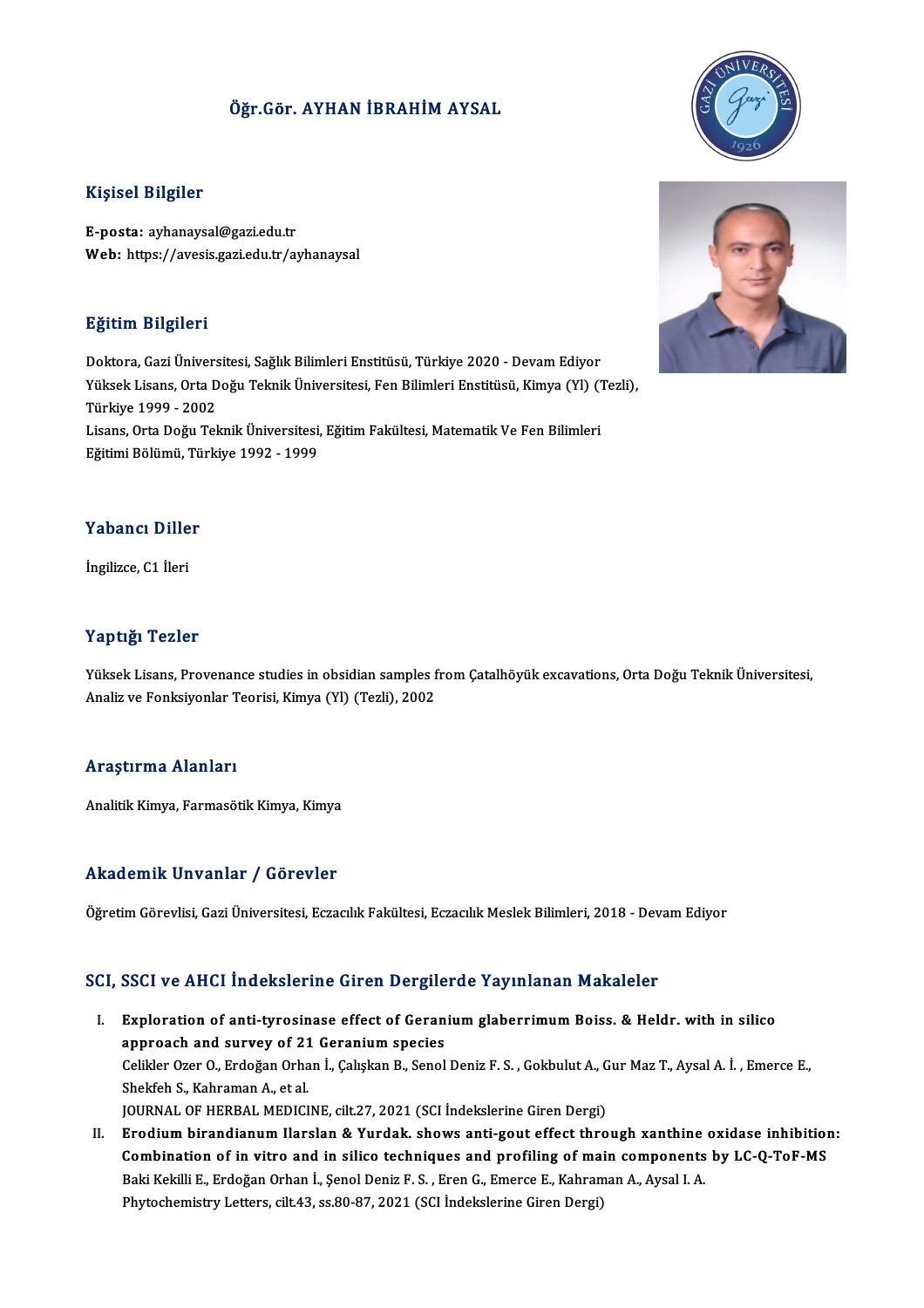# Öğr.Gör. AYHAN İBRAHİM AYSAL

## Kişisel Bilgiler

**E-posta:** ayhanaysal@gazi.edu.tr
**Web:** https://avesis.gazi.edu.tr/ayhanaysal

## Eğitim Bilgileri

Doktora, Gazi Üniversitesi, Sağlık Bilimleri Enstitüsü, Türkiye 2020 - Devam Ediyor
Yüksek Lisans, Orta Doğu Teknik Üniversitesi, Fen Bilimleri Enstitüsü, Kimya (Yl) (Tezli), Türkiye 1999 - 2002
Lisans, Orta Doğu Teknik Üniversitesi, Eğitim Fakültesi, Matematik Ve Fen Bilimleri Eğitimi Bölümü, Türkiye 1992 - 1999

## Yabancı Diller

İngilizce, C1 İleri

## Yaptığı Tezler

Yüksek Lisans, Provenance studies in obsidian samples from Çatalhöyük excavations, Orta Doğu Teknik Üniversitesi, Analiz ve Fonksiyonlar Teorisi, Kimya (Yl) (Tezli), 2002

## Araştırma Alanları

Analitik Kimya, Farmasötik Kimya, Kimya

## Akademik Unvanlar / Görevler

Öğretim Görevlisi, Gazi Üniversitesi, Eczacılık Fakültesi, Eczacılık Meslek Bilimleri, 2018 - Devam Ediyor

## SCI, SSCI ve AHCI İndekslerine Giren Dergilerde Yayınlanan Makaleler

I. **Exploration of anti-tyrosinase effect of Geranium glaberrimum Boiss. & Heldr. with in silico approach and survey of 21 Geranium species**
Celikler Ozer O., Erdoğan Orhan İ., Çalışkan B., Senol Deniz F. S. , Gokbulut A., Gur Maz T., Aysal A. İ. , Emerce E., Shekfeh S., Kahraman A., et al.
JOURNAL OF HERBAL MEDICINE, cilt.27, 2021 (SCI İndekslerine Giren Dergi)

II. **Erodium birandianum Ilarslan & Yurdak. shows anti-gout effect through xanthine oxidase inhibition: Combination of in vitro and in silico techniques and profiling of main components by LC-Q-ToF-MS**
Baki Kekilli E., Erdoğan Orhan İ., Şenol Deniz F. S. , Eren G., Emerce E., Kahraman A., Aysal I. A.
Phytochemistry Letters, cilt.43, ss.80-87, 2021 (SCI İndekslerine Giren Dergi)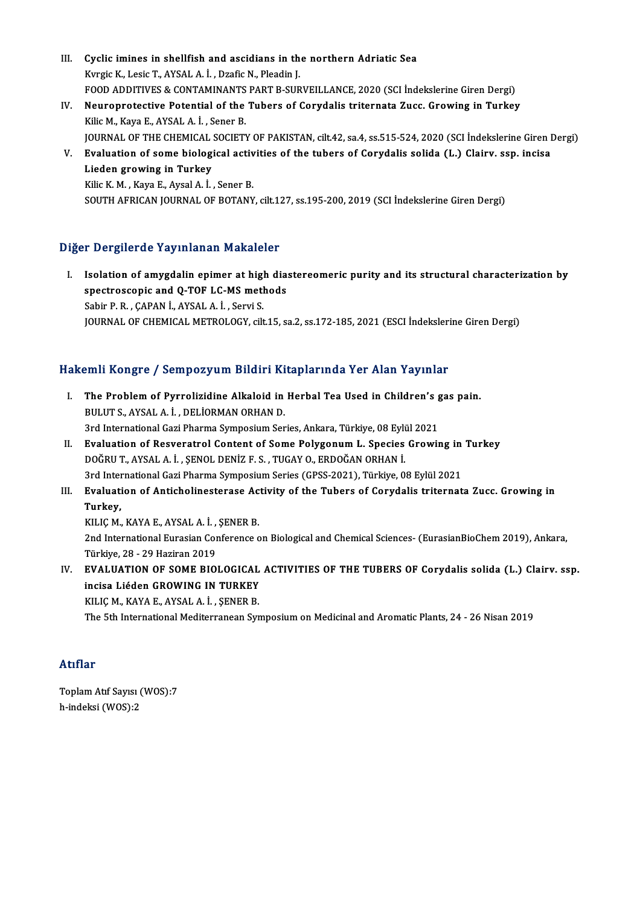III. **Cyclic imines in shellfish and ascidians in the northern Adriatic Sea**
Kvrgic K., Lesic T., AYSAL A. İ. , Dzafic N., Pleadin J.
FOOD ADDITIVES & CONTAMINANTS PART B-SURVEILLANCE, 2020 (SCI İndekslerine Giren Dergi)

IV. **Neuroprotective Potential of the Tubers of Corydalis triternata Zucc. Growing in Turkey**
Kilic M., Kaya E., AYSAL A. İ. , Sener B.
JOURNAL OF THE CHEMICAL SOCIETY OF PAKISTAN, cilt.42, sa.4, ss.515-524, 2020 (SCI İndekslerine Giren Dergi)

V. **Evaluation of some biological activities of the tubers of Corydalis solida (L.) Clairv. ssp. incisa Lieden growing in Turkey**
Kilic K. M. , Kaya E., Aysal A. İ. , Sener B.
SOUTH AFRICAN JOURNAL OF BOTANY, cilt.127, ss.195-200, 2019 (SCI İndekslerine Giren Dergi)

## Diğer Dergilerde Yayınlanan Makaleler

I. **Isolation of amygdalin epimer at high diastereomeric purity and its structural characterization by spectroscopic and Q-TOF LC-MS methods**
Sabir P. R. , ÇAPAN İ., AYSAL A. İ. , Servi S.
JOURNAL OF CHEMICAL METROLOGY, cilt.15, sa.2, ss.172-185, 2021 (ESCI İndekslerine Giren Dergi)

## Hakemli Kongre / Sempozyum Bildiri Kitaplarında Yer Alan Yayınlar

I. **The Problem of Pyrrolizidine Alkaloid in Herbal Tea Used in Children's gas pain.**
BULUT S., AYSAL A. İ. , DELİORMAN ORHAN D.
3rd International Gazi Pharma Symposium Series, Ankara, Türkiye, 08 Eylül 2021

II. **Evaluation of Resveratrol Content of Some Polygonum L. Species Growing in Turkey**
DOĞRU T., AYSAL A. İ. , ŞENOL DENİZ F. S. , TUGAY O., ERDOĞAN ORHAN İ.
3rd International Gazi Pharma Symposium Series (GPSS-2021), Türkiye, 08 Eylül 2021

III. **Evaluation of Anticholinesterase Activity of the Tubers of Corydalis triternata Zucc. Growing in Turkey,**
KILIÇ M., KAYA E., AYSAL A. İ. , ŞENER B.
2nd International Eurasian Conference on Biological and Chemical Sciences- (EurasianBioChem 2019), Ankara, Türkiye, 28 - 29 Haziran 2019

IV. **EVALUATION OF SOME BIOLOGICAL ACTIVITIES OF THE TUBERS OF Corydalis solida (L.) Clairv. ssp. incisa Liéden GROWING IN TURKEY**
KILIÇ M., KAYA E., AYSAL A. İ. , ŞENER B.
The 5th International Mediterranean Symposium on Medicinal and Aromatic Plants, 24 - 26 Nisan 2019

## Atıflar

Toplam Atıf Sayısı (WOS):7
h-indeksi (WOS):2